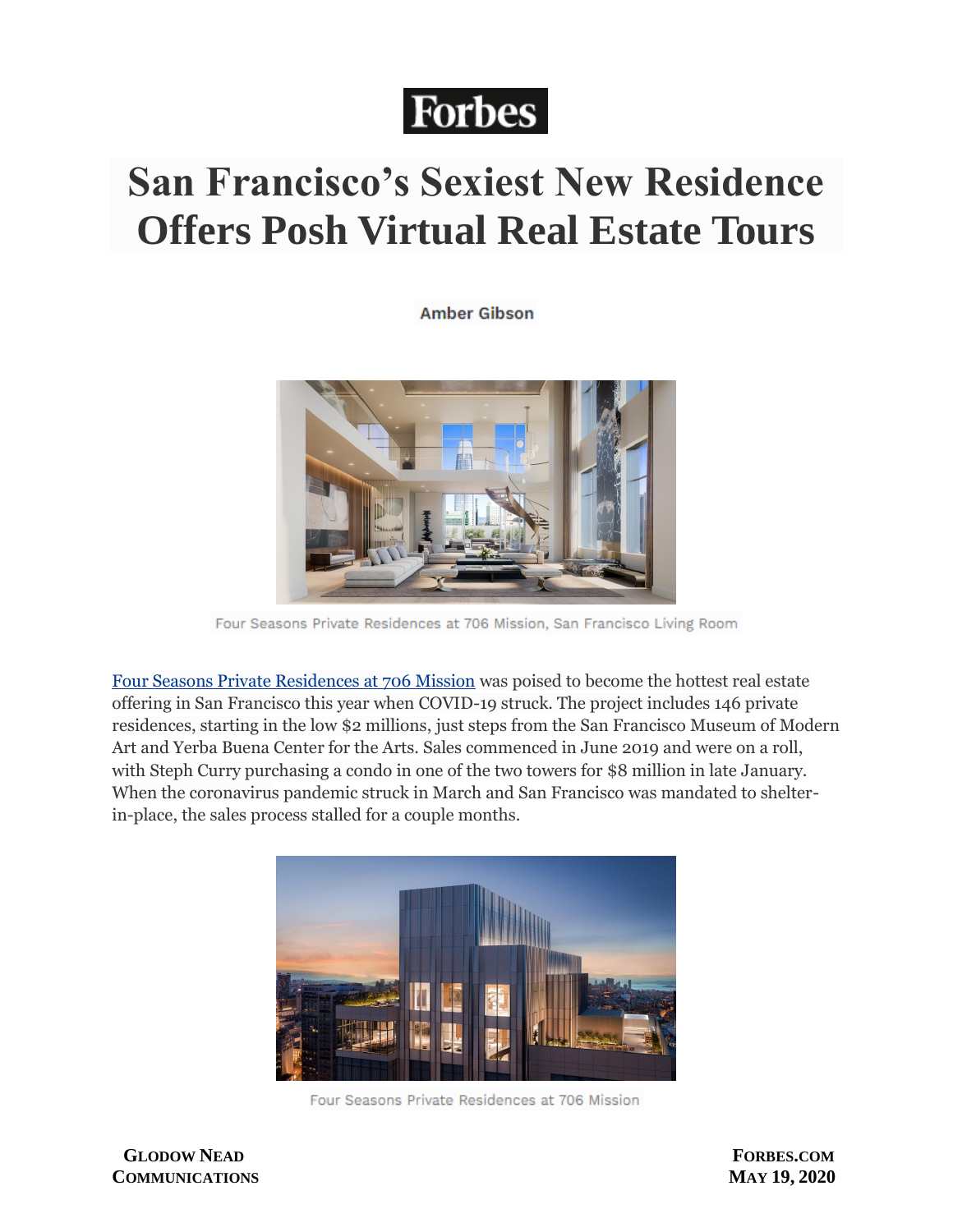Forbes

# San Francisco's Sexiest New Residence Offers Posh Virtual Real Estate Tours

**Amber Gibson**

Four Seasons Private Residences at 706 Mission, San Francisco Living Room

[Four Seasons Private Residences at 706 Mission](#) was poised to become the hottest real estate offering in San Francisco this year when COVID-19 struck. The project includes 146 private residences, starting in the low $2 millions, just steps from the San Francisco Museum of Modern Art and Yerba Buena Center for the Arts. Sales commenced in June 2019 and were on a roll, with Steph Curry purchasing a condo in one of the two towers for $8 million in late January. When the coronavirus pandemic struck in March and San Francisco was mandated to shelter-in-place, the sales process stalled for a couple months.

Four Seasons Private Residences at 706 Mission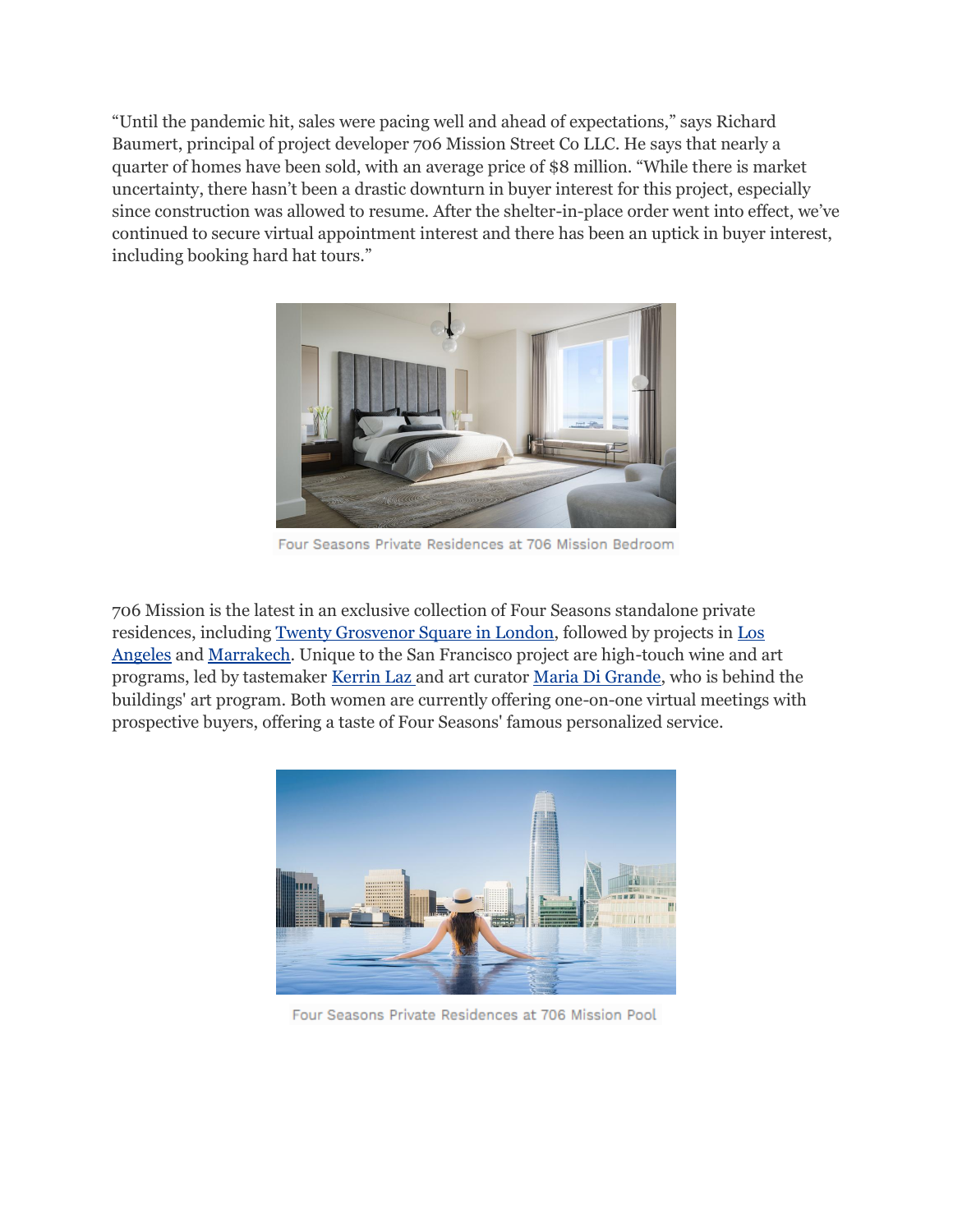"Until the pandemic hit, sales were pacing well and ahead of expectations," says Richard Baumert, principal of project developer 706 Mission Street Co LLC. He says that nearly a quarter of homes have been sold, with an average price of $8 million. "While there is market uncertainty, there hasn't been a drastic downturn in buyer interest for this project, especially since construction was allowed to resume. After the shelter-in-place order went into effect, we've continued to secure virtual appointment interest and there has been an uptick in buyer interest, including booking hard hat tours."

Four Seasons Private Residences at 706 Mission Bedroom

706 Mission is the latest in an exclusive collection of Four Seasons standalone private residences, including Twenty Grosvenor Square in London, followed by projects in Los Angeles and Marrakech. Unique to the San Francisco project are high-touch wine and art programs, led by tastemaker Kerrin Laz and art curator Maria Di Grande, who is behind the buildings' art program. Both women are currently offering one-on-one virtual meetings with prospective buyers, offering a taste of Four Seasons' famous personalized service.

Four Seasons Private Residences at 706 Mission Pool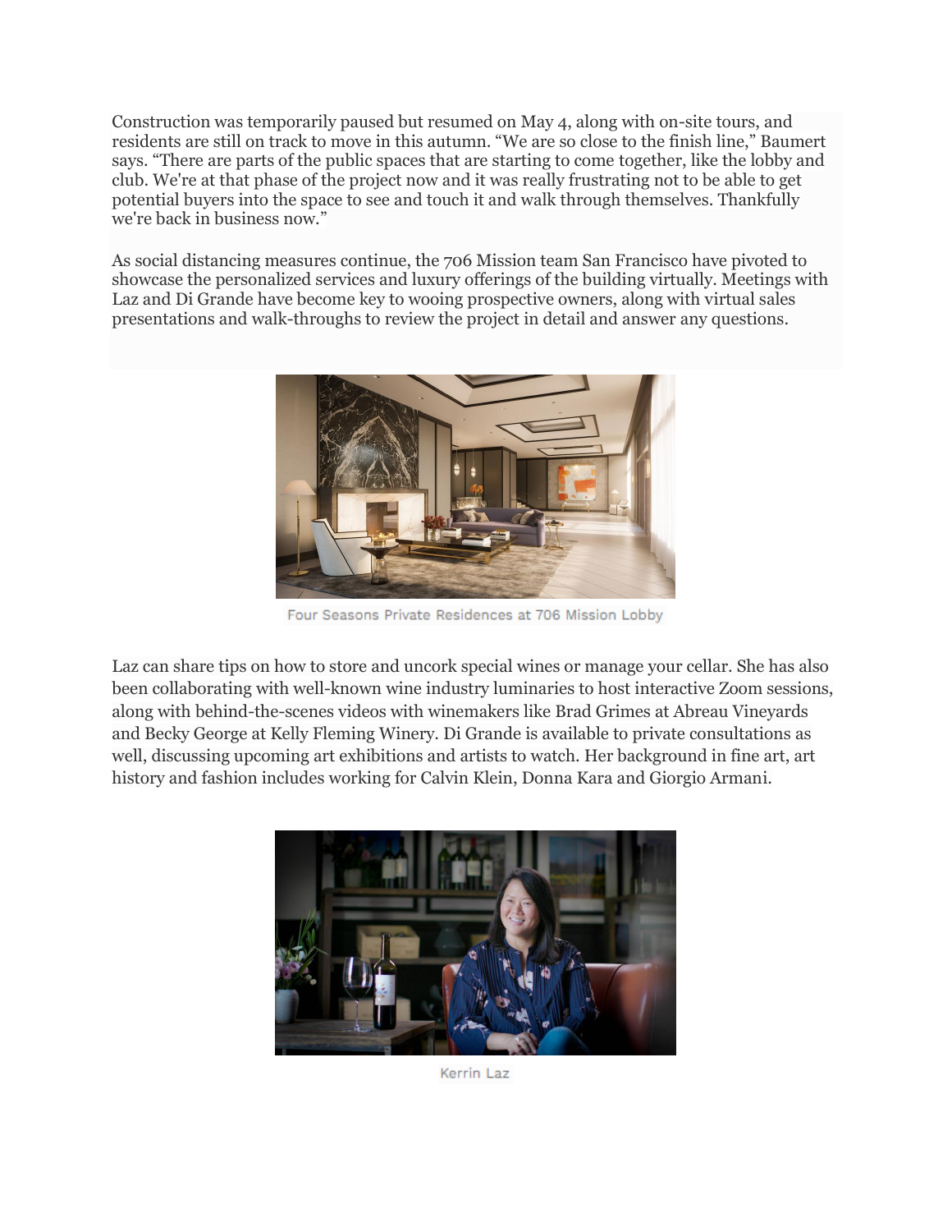Construction was temporarily paused but resumed on May 4, along with on-site tours, and residents are still on track to move in this autumn. “We are so close to the finish line,” Baumert says. “There are parts of the public spaces that are starting to come together, like the lobby and club. We're at that phase of the project now and it was really frustrating not to be able to get potential buyers into the space to see and touch it and walk through themselves. Thankfully we're back in business now.”

As social distancing measures continue, the 706 Mission team San Francisco have pivoted to showcase the personalized services and luxury offerings of the building virtually. Meetings with Laz and Di Grande have become key to wooing prospective owners, along with virtual sales presentations and walk-throughs to review the project in detail and answer any questions.

Four Seasons Private Residences at 706 Mission Lobby

Laz can share tips on how to store and uncork special wines or manage your cellar. She has also been collaborating with well-known wine industry luminaries to host interactive Zoom sessions, along with behind-the-scenes videos with winemakers like Brad Grimes at Abreau Vineyards and Becky George at Kelly Fleming Winery. Di Grande is available to private consultations as well, discussing upcoming art exhibitions and artists to watch. Her background in fine art, art history and fashion includes working for Calvin Klein, Donna Kara and Giorgio Armani.

Kerrin Laz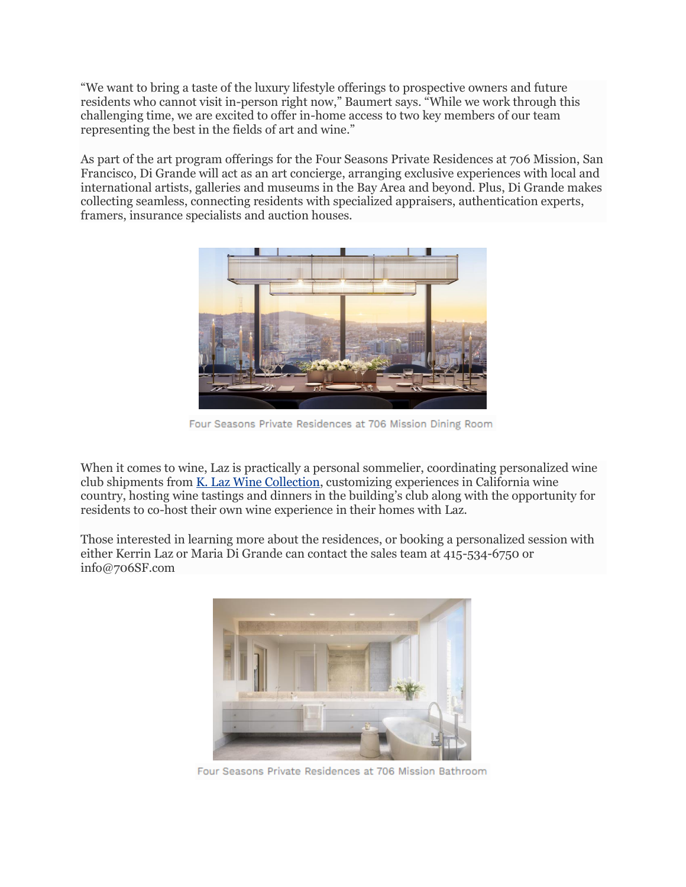"We want to bring a taste of the luxury lifestyle offerings to prospective owners and future residents who cannot visit in-person right now," Baumert says. "While we work through this challenging time, we are excited to offer in-home access to two key members of our team representing the best in the fields of art and wine."

As part of the art program offerings for the Four Seasons Private Residences at 706 Mission, San Francisco, Di Grande will act as an art concierge, arranging exclusive experiences with local and international artists, galleries and museums in the Bay Area and beyond. Plus, Di Grande makes collecting seamless, connecting residents with specialized appraisers, authentication experts, framers, insurance specialists and auction houses.

Four Seasons Private Residences at 706 Mission Dining Room

When it comes to wine, Laz is practically a personal sommelier, coordinating personalized wine club shipments from K. Laz Wine Collection, customizing experiences in California wine country, hosting wine tastings and dinners in the building's club along with the opportunity for residents to co-host their own wine experience in their homes with Laz.

Those interested in learning more about the residences, or booking a personalized session with either Kerrin Laz or Maria Di Grande can contact the sales team at 415-534-6750 or info@706SF.com

Four Seasons Private Residences at 706 Mission Bathroom